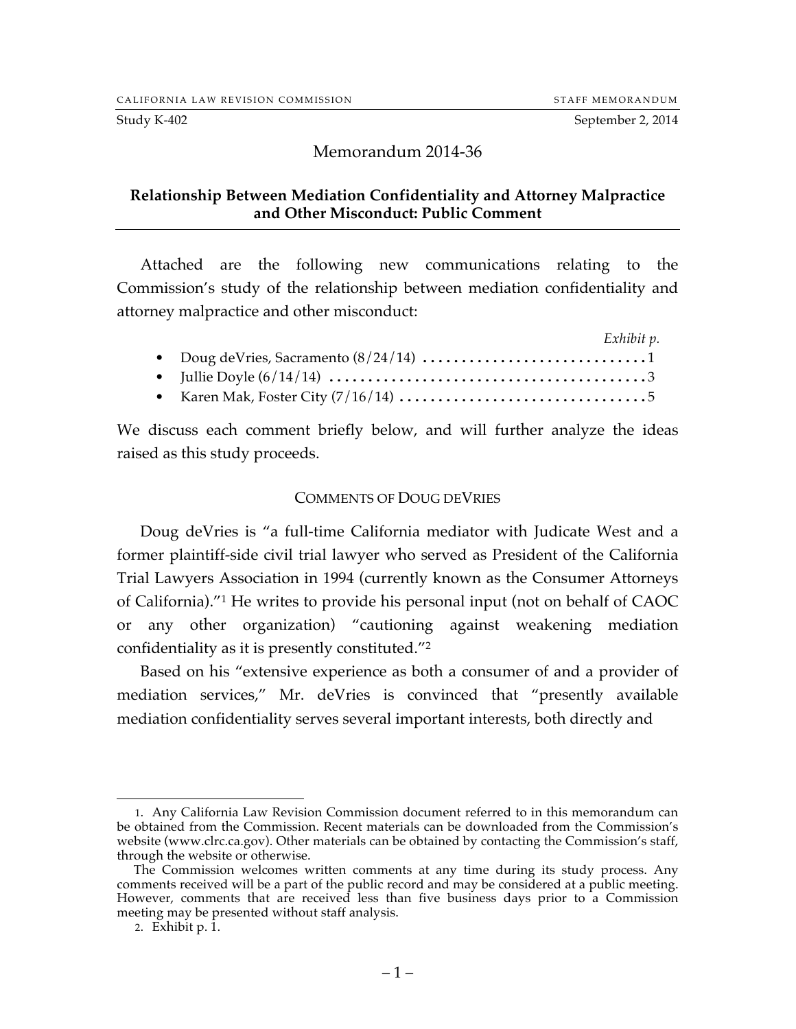CALIFORNIA LAW REVISION COMMISSION — STAFF MEMORANDUM

Study K-402 — September 2, 2014

# Memorandum 2014-36

## Relationship Between Mediation Confidentiality and Attorney Malpractice and Other Misconduct: Public Comment

Attached are the following new communications relating to the Commission's study of the relationship between mediation confidentiality and attorney malpractice and other misconduct:

| | *Exhibit p.* |
|---|---|
| • Doug deVries, Sacramento (8/24/14) | 1 |
| • Jullie Doyle (6/14/14) | 3 |
| • Karen Mak, Foster City (7/16/14) | 5 |

We discuss each comment briefly below, and will further analyze the ideas raised as this study proceeds.

### COMMENTS OF DOUG DEVRIES

Doug deVries is "a full-time California mediator with Judicate West and a former plaintiff-side civil trial lawyer who served as President of the California Trial Lawyers Association in 1994 (currently known as the Consumer Attorneys of California)."[1] He writes to provide his personal input (not on behalf of CAOC or any other organization) "cautioning against weakening mediation confidentiality as it is presently constituted."[2]

Based on his "extensive experience as both a consumer of and a provider of mediation services," Mr. deVries is convinced that "presently available mediation confidentiality serves several important interests, both directly and

---

1. Any California Law Revision Commission document referred to in this memorandum can be obtained from the Commission. Recent materials can be downloaded from the Commission's website (www.clrc.ca.gov). Other materials can be obtained by contacting the Commission's staff, through the website or otherwise.

The Commission welcomes written comments at any time during its study process. Any comments received will be a part of the public record and may be considered at a public meeting. However, comments that are received less than five business days prior to a Commission meeting may be presented without staff analysis.

2. Exhibit p. 1.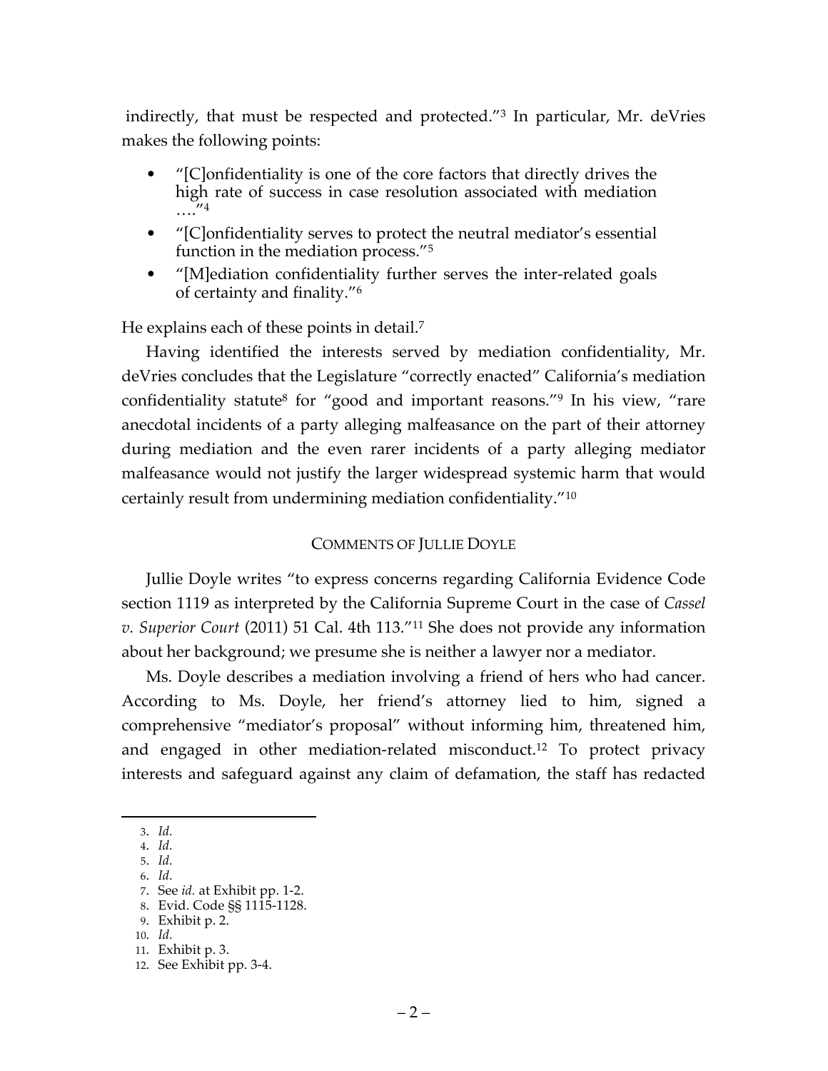indirectly, that must be respected and protected."[3] In particular, Mr. deVries makes the following points:

- "[C]onfidentiality is one of the core factors that directly drives the high rate of success in case resolution associated with mediation …."[4]
- "[C]onfidentiality serves to protect the neutral mediator's essential function in the mediation process."[5]
- "[M]ediation confidentiality further serves the inter-related goals of certainty and finality."[6]

He explains each of these points in detail.[7]

Having identified the interests served by mediation confidentiality, Mr. deVries concludes that the Legislature "correctly enacted" California's mediation confidentiality statute[8] for "good and important reasons."[9] In his view, "rare anecdotal incidents of a party alleging malfeasance on the part of their attorney during mediation and the even rarer incidents of a party alleging mediator malfeasance would not justify the larger widespread systemic harm that would certainly result from undermining mediation confidentiality."[10]

## COMMENTS OF JULLIE DOYLE

Jullie Doyle writes "to express concerns regarding California Evidence Code section 1119 as interpreted by the California Supreme Court in the case of *Cassel v. Superior Court* (2011) 51 Cal. 4th 113."[11] She does not provide any information about her background; we presume she is neither a lawyer nor a mediator.

Ms. Doyle describes a mediation involving a friend of hers who had cancer. According to Ms. Doyle, her friend's attorney lied to him, signed a comprehensive "mediator's proposal" without informing him, threatened him, and engaged in other mediation-related misconduct.[12] To protect privacy interests and safeguard against any claim of defamation, the staff has redacted

---

3. *Id*.
4. *Id*.
5. *Id*.
6. *Id*.
7. See *id*. at Exhibit pp. 1-2.
8. Evid. Code §§ 1115-1128.
9. Exhibit p. 2.
10. *Id*.
11. Exhibit p. 3.
12. See Exhibit pp. 3-4.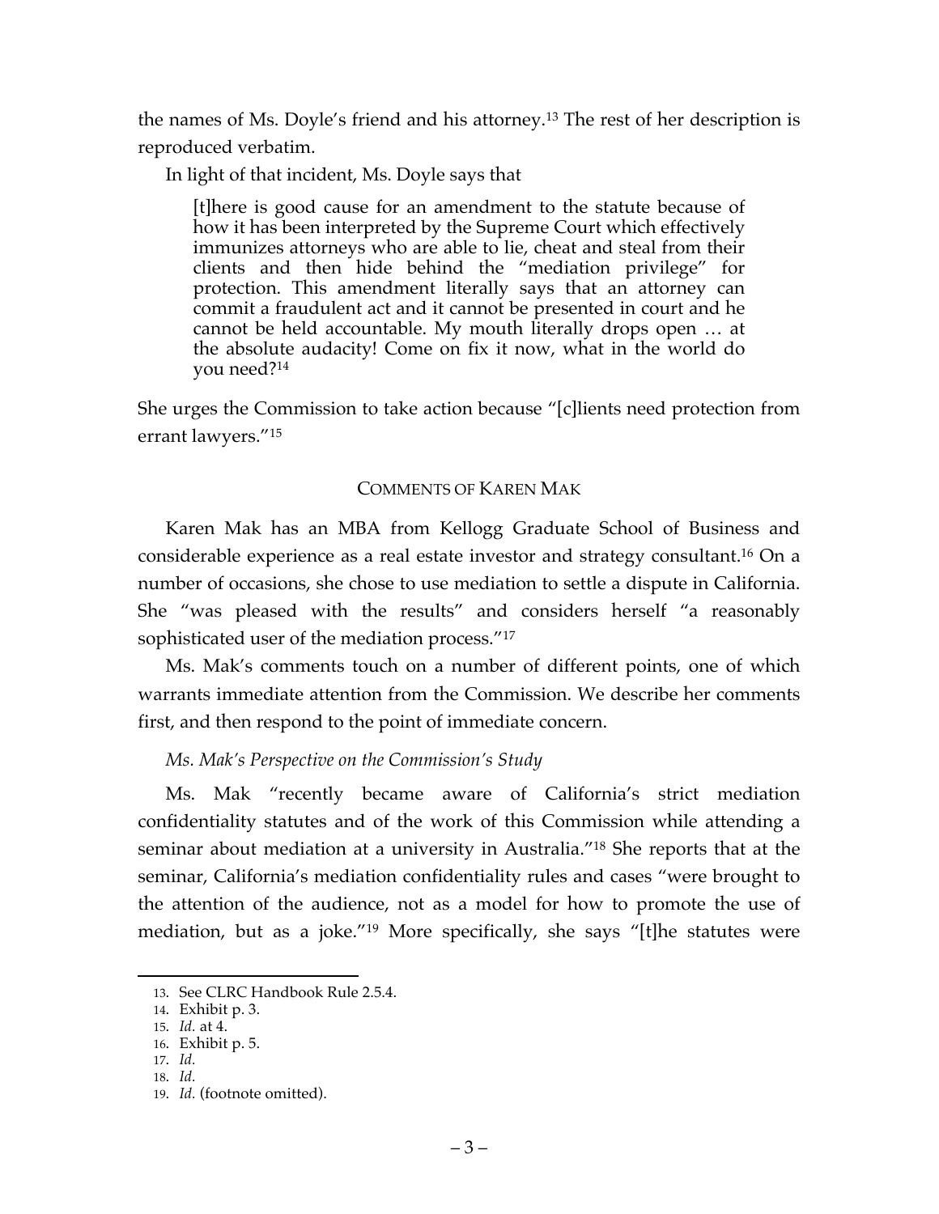the names of Ms. Doyle's friend and his attorney.[13] The rest of her description is reproduced verbatim.

In light of that incident, Ms. Doyle says that

> [t]here is good cause for an amendment to the statute because of how it has been interpreted by the Supreme Court which effectively immunizes attorneys who are able to lie, cheat and steal from their clients and then hide behind the "mediation privilege" for protection. This amendment literally says that an attorney can commit a fraudulent act and it cannot be presented in court and he cannot be held accountable. My mouth literally drops open … at the absolute audacity! Come on fix it now, what in the world do you need?[14]

She urges the Commission to take action because "[c]lients need protection from errant lawyers."[15]

## COMMENTS OF KAREN MAK

Karen Mak has an MBA from Kellogg Graduate School of Business and considerable experience as a real estate investor and strategy consultant.[16] On a number of occasions, she chose to use mediation to settle a dispute in California. She "was pleased with the results" and considers herself "a reasonably sophisticated user of the mediation process."[17]

Ms. Mak's comments touch on a number of different points, one of which warrants immediate attention from the Commission. We describe her comments first, and then respond to the point of immediate concern.

### *Ms. Mak's Perspective on the Commission's Study*

Ms. Mak "recently became aware of California's strict mediation confidentiality statutes and of the work of this Commission while attending a seminar about mediation at a university in Australia."[18] She reports that at the seminar, California's mediation confidentiality rules and cases "were brought to the attention of the audience, not as a model for how to promote the use of mediation, but as a joke."[19] More specifically, she says "[t]he statutes were

---

13. See CLRC Handbook Rule 2.5.4.
14. Exhibit p. 3.
15. *Id.* at 4.
16. Exhibit p. 5.
17. *Id.*
18. *Id.*
19. *Id.* (footnote omitted).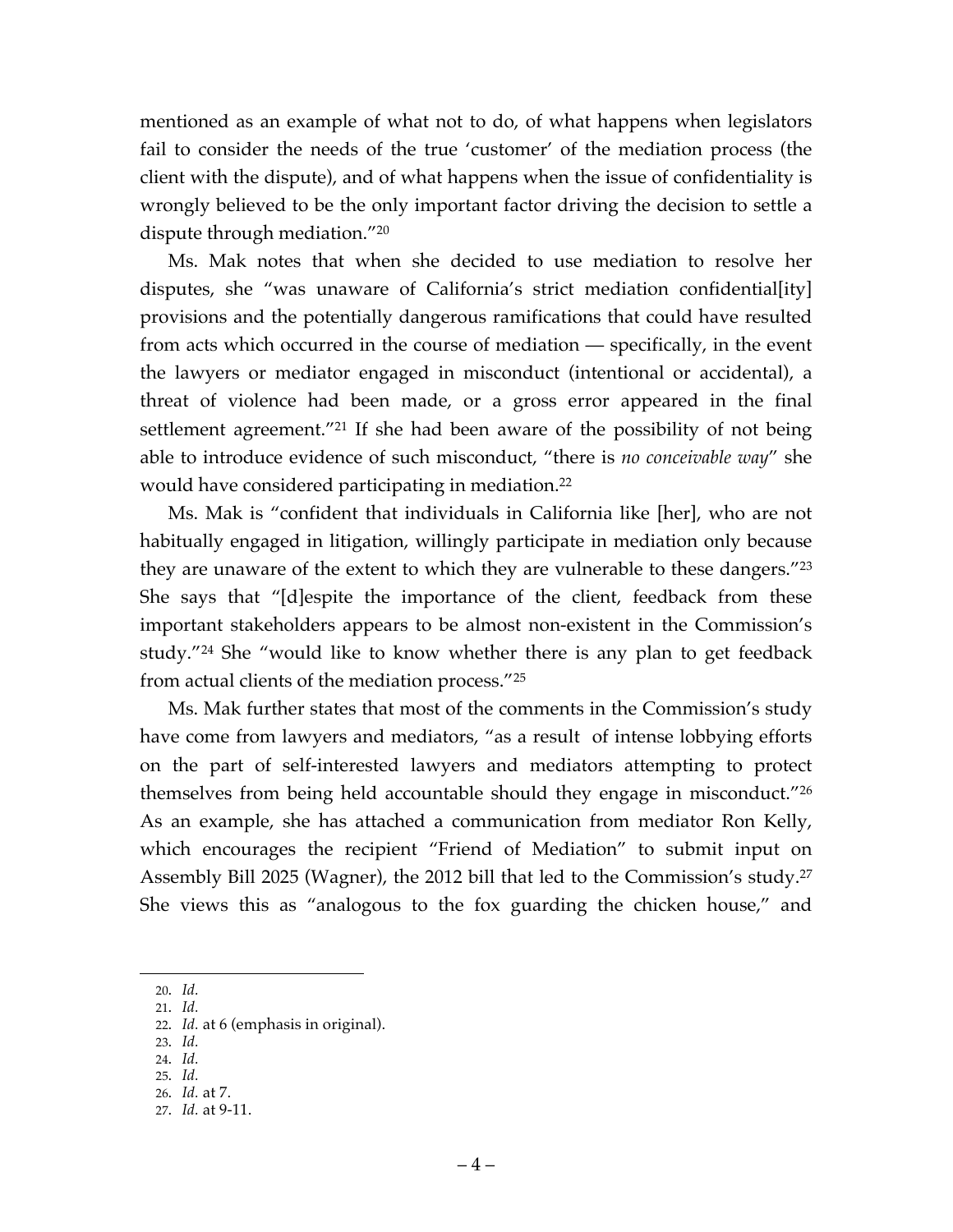mentioned as an example of what not to do, of what happens when legislators fail to consider the needs of the true 'customer' of the mediation process (the client with the dispute), and of what happens when the issue of confidentiality is wrongly believed to be the only important factor driving the decision to settle a dispute through mediation."[20]

Ms. Mak notes that when she decided to use mediation to resolve her disputes, she "was unaware of California's strict mediation confidential[ity] provisions and the potentially dangerous ramifications that could have resulted from acts which occurred in the course of mediation — specifically, in the event the lawyers or mediator engaged in misconduct (intentional or accidental), a threat of violence had been made, or a gross error appeared in the final settlement agreement."[21] If she had been aware of the possibility of not being able to introduce evidence of such misconduct, "there is *no conceivable way*" she would have considered participating in mediation.[22]

Ms. Mak is "confident that individuals in California like [her], who are not habitually engaged in litigation, willingly participate in mediation only because they are unaware of the extent to which they are vulnerable to these dangers."[23] She says that "[d]espite the importance of the client, feedback from these important stakeholders appears to be almost non-existent in the Commission's study."[24] She "would like to know whether there is any plan to get feedback from actual clients of the mediation process."[25]

Ms. Mak further states that most of the comments in the Commission's study have come from lawyers and mediators, "as a result of intense lobbying efforts on the part of self-interested lawyers and mediators attempting to protect themselves from being held accountable should they engage in misconduct."[26] As an example, she has attached a communication from mediator Ron Kelly, which encourages the recipient "Friend of Mediation" to submit input on Assembly Bill 2025 (Wagner), the 2012 bill that led to the Commission's study.[27] She views this as "analogous to the fox guarding the chicken house," and

---

20. *Id.*
21. *Id.*
22. *Id.* at 6 (emphasis in original).
23. *Id.*
24. *Id.*
25. *Id.*
26. *Id.* at 7.
27. *Id.* at 9-11.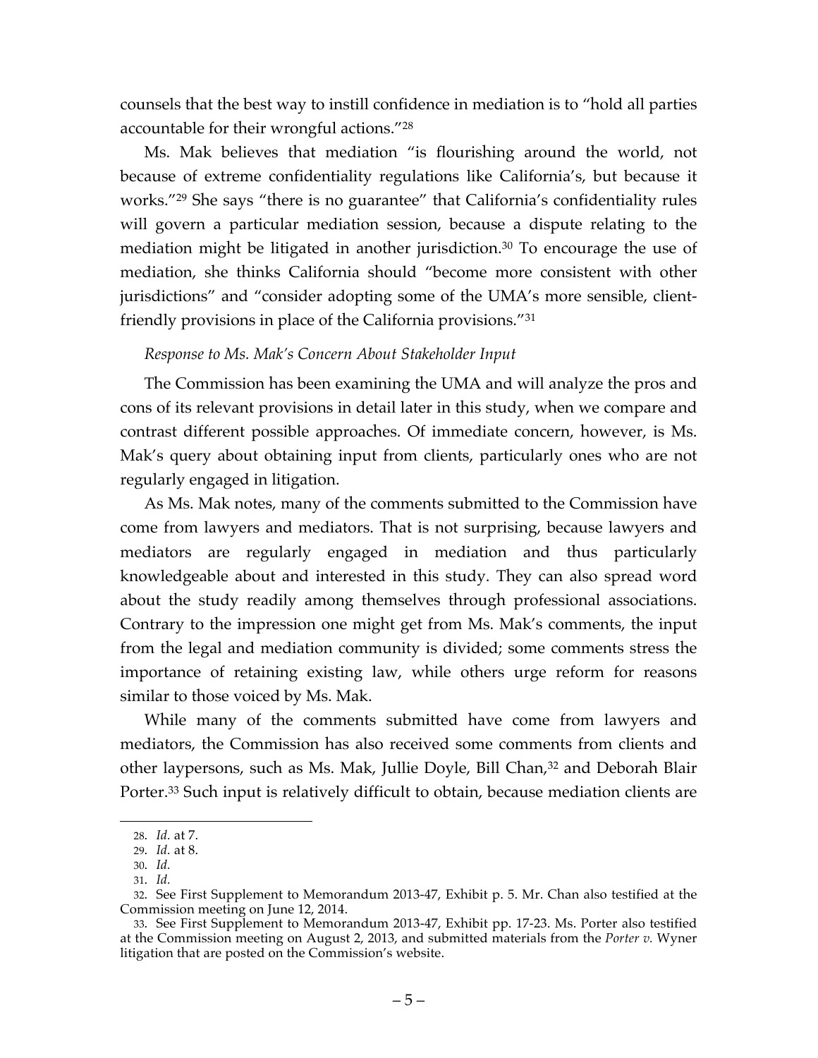counsels that the best way to instill confidence in mediation is to "hold all parties accountable for their wrongful actions."[28]

Ms. Mak believes that mediation "is flourishing around the world, not because of extreme confidentiality regulations like California's, but because it works."[29] She says "there is no guarantee" that California's confidentiality rules will govern a particular mediation session, because a dispute relating to the mediation might be litigated in another jurisdiction.[30] To encourage the use of mediation, she thinks California should "become more consistent with other jurisdictions" and "consider adopting some of the UMA's more sensible, client-friendly provisions in place of the California provisions."[31]

*Response to Ms. Mak's Concern About Stakeholder Input*

The Commission has been examining the UMA and will analyze the pros and cons of its relevant provisions in detail later in this study, when we compare and contrast different possible approaches. Of immediate concern, however, is Ms. Mak's query about obtaining input from clients, particularly ones who are not regularly engaged in litigation.

As Ms. Mak notes, many of the comments submitted to the Commission have come from lawyers and mediators. That is not surprising, because lawyers and mediators are regularly engaged in mediation and thus particularly knowledgeable about and interested in this study. They can also spread word about the study readily among themselves through professional associations. Contrary to the impression one might get from Ms. Mak's comments, the input from the legal and mediation community is divided; some comments stress the importance of retaining existing law, while others urge reform for reasons similar to those voiced by Ms. Mak.

While many of the comments submitted have come from lawyers and mediators, the Commission has also received some comments from clients and other laypersons, such as Ms. Mak, Jullie Doyle, Bill Chan,[32] and Deborah Blair Porter.[33] Such input is relatively difficult to obtain, because mediation clients are

---

28. *Id.* at 7.

29. *Id.* at 8.

30. *Id.*

31. *Id.*

32. See First Supplement to Memorandum 2013-47, Exhibit p. 5. Mr. Chan also testified at the Commission meeting on June 12, 2014.

33. See First Supplement to Memorandum 2013-47, Exhibit pp. 17-23. Ms. Porter also testified at the Commission meeting on August 2, 2013, and submitted materials from the *Porter v.* Wyner litigation that are posted on the Commission's website.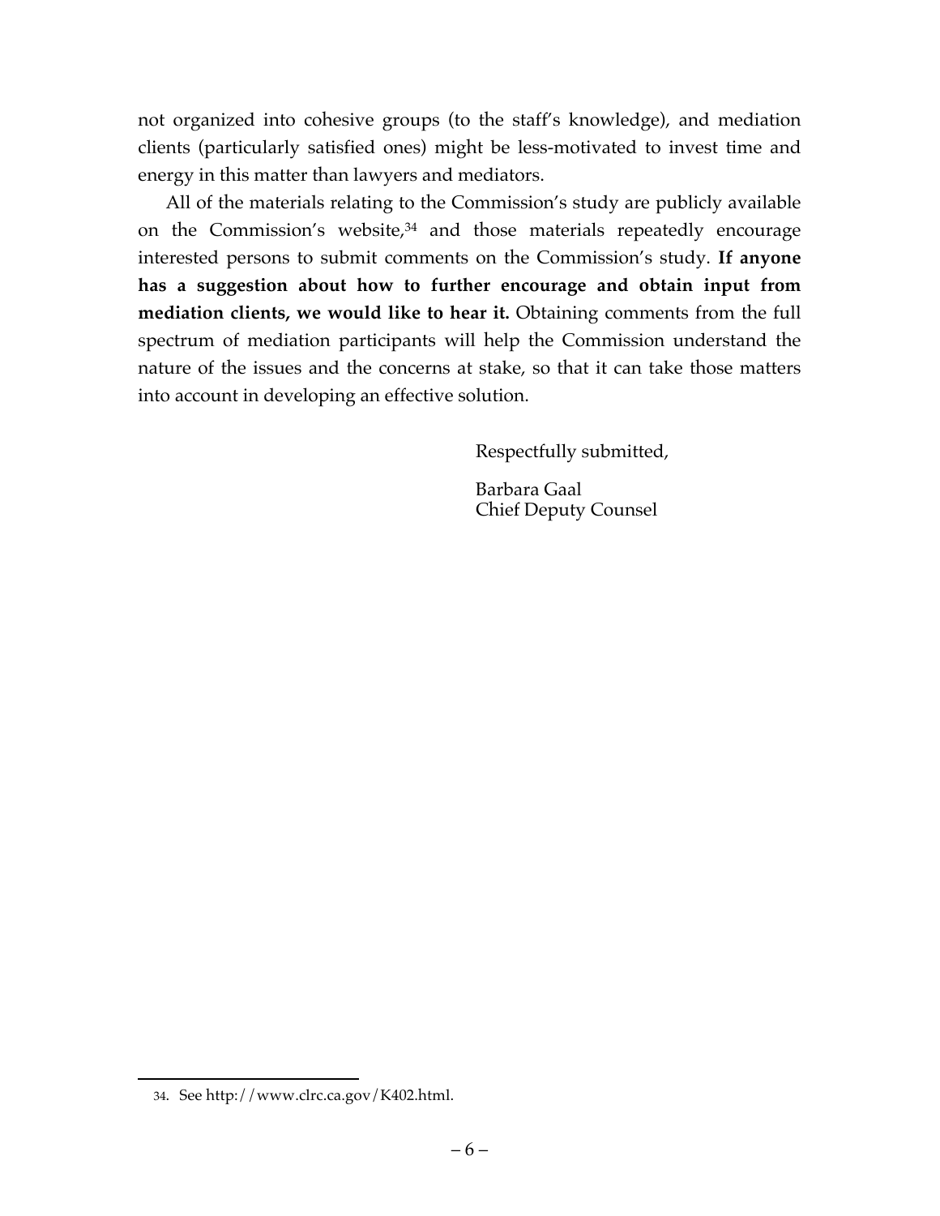not organized into cohesive groups (to the staff's knowledge), and mediation clients (particularly satisfied ones) might be less-motivated to invest time and energy in this matter than lawyers and mediators.

All of the materials relating to the Commission's study are publicly available on the Commission's website,[34] and those materials repeatedly encourage interested persons to submit comments on the Commission's study. **If anyone has a suggestion about how to further encourage and obtain input from mediation clients, we would like to hear it.** Obtaining comments from the full spectrum of mediation participants will help the Commission understand the nature of the issues and the concerns at stake, so that it can take those matters into account in developing an effective solution.

Respectfully submitted,

Barbara Gaal
Chief Deputy Counsel

---

34. See http://www.clrc.ca.gov/K402.html.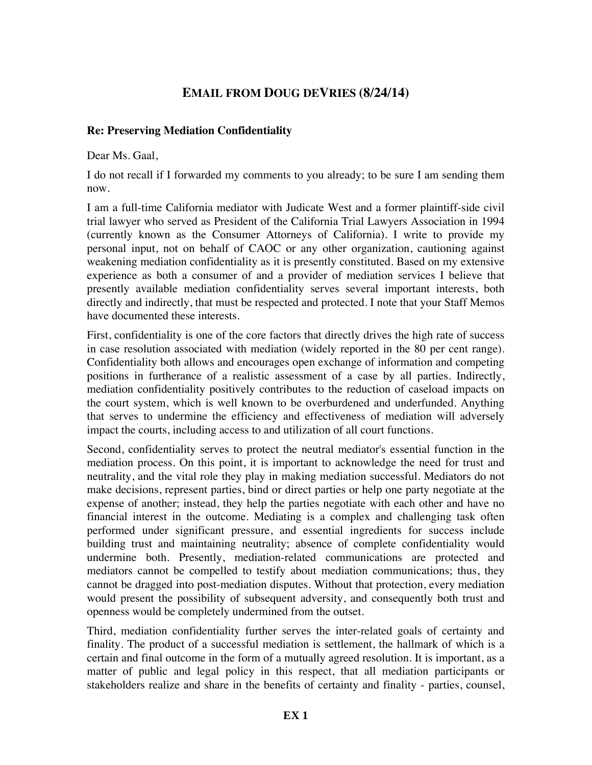## EMAIL FROM DOUG DEVRIES (8/24/14)

**Re: Preserving Mediation Confidentiality**

Dear Ms. Gaal,

I do not recall if I forwarded my comments to you already; to be sure I am sending them now.

I am a full-time California mediator with Judicate West and a former plaintiff-side civil trial lawyer who served as President of the California Trial Lawyers Association in 1994 (currently known as the Consumer Attorneys of California). I write to provide my personal input, not on behalf of CAOC or any other organization, cautioning against weakening mediation confidentiality as it is presently constituted. Based on my extensive experience as both a consumer of and a provider of mediation services I believe that presently available mediation confidentiality serves several important interests, both directly and indirectly, that must be respected and protected. I note that your Staff Memos have documented these interests.

First, confidentiality is one of the core factors that directly drives the high rate of success in case resolution associated with mediation (widely reported in the 80 per cent range). Confidentiality both allows and encourages open exchange of information and competing positions in furtherance of a realistic assessment of a case by all parties. Indirectly, mediation confidentiality positively contributes to the reduction of caseload impacts on the court system, which is well known to be overburdened and underfunded. Anything that serves to undermine the efficiency and effectiveness of mediation will adversely impact the courts, including access to and utilization of all court functions.

Second, confidentiality serves to protect the neutral mediator's essential function in the mediation process. On this point, it is important to acknowledge the need for trust and neutrality, and the vital role they play in making mediation successful. Mediators do not make decisions, represent parties, bind or direct parties or help one party negotiate at the expense of another; instead, they help the parties negotiate with each other and have no financial interest in the outcome. Mediating is a complex and challenging task often performed under significant pressure, and essential ingredients for success include building trust and maintaining neutrality; absence of complete confidentiality would undermine both. Presently, mediation-related communications are protected and mediators cannot be compelled to testify about mediation communications; thus, they cannot be dragged into post-mediation disputes. Without that protection, every mediation would present the possibility of subsequent adversity, and consequently both trust and openness would be completely undermined from the outset.

Third, mediation confidentiality further serves the inter-related goals of certainty and finality. The product of a successful mediation is settlement, the hallmark of which is a certain and final outcome in the form of a mutually agreed resolution. It is important, as a matter of public and legal policy in this respect, that all mediation participants or stakeholders realize and share in the benefits of certainty and finality - parties, counsel,

**EX 1**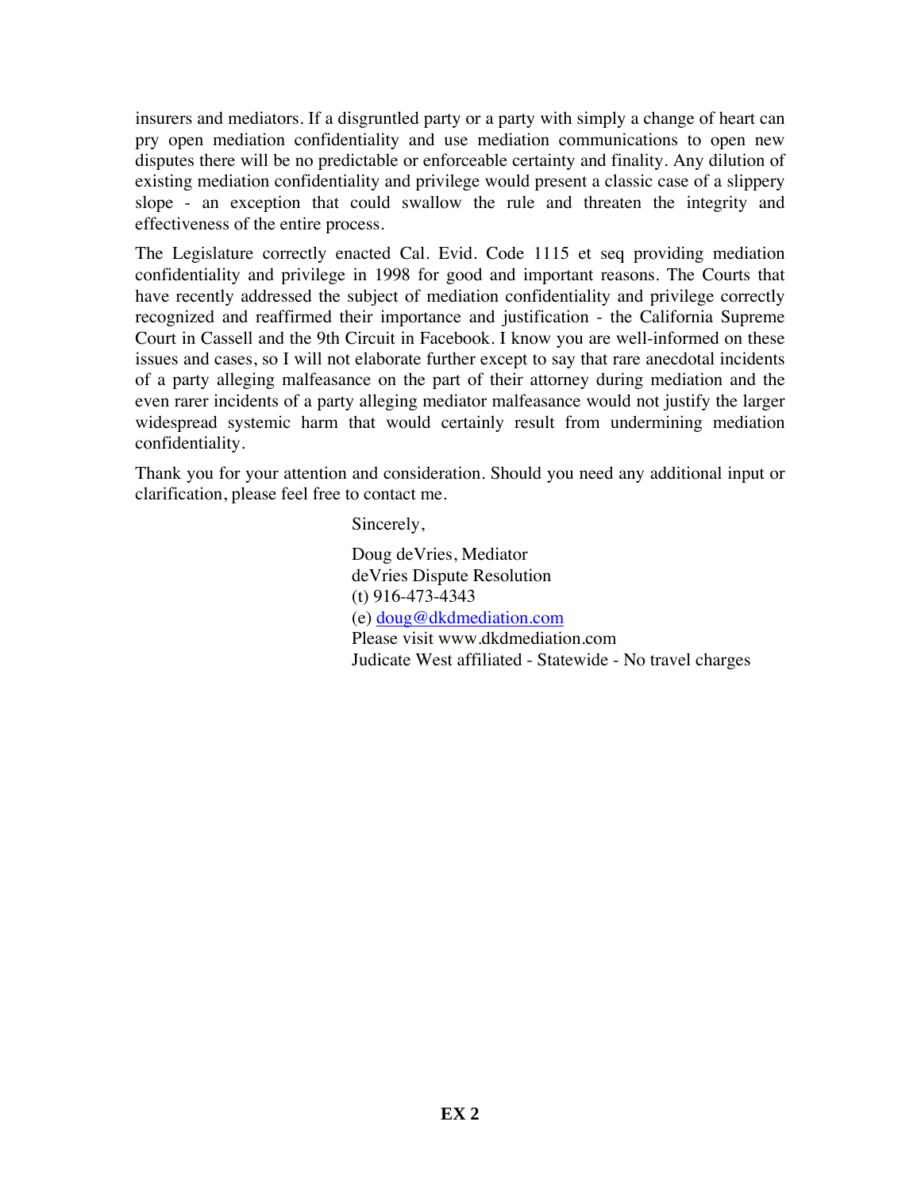insurers and mediators. If a disgruntled party or a party with simply a change of heart can pry open mediation confidentiality and use mediation communications to open new disputes there will be no predictable or enforceable certainty and finality. Any dilution of existing mediation confidentiality and privilege would present a classic case of a slippery slope - an exception that could swallow the rule and threaten the integrity and effectiveness of the entire process.

The Legislature correctly enacted Cal. Evid. Code 1115 et seq providing mediation confidentiality and privilege in 1998 for good and important reasons. The Courts that have recently addressed the subject of mediation confidentiality and privilege correctly recognized and reaffirmed their importance and justification - the California Supreme Court in Cassell and the 9th Circuit in Facebook. I know you are well-informed on these issues and cases, so I will not elaborate further except to say that rare anecdotal incidents of a party alleging malfeasance on the part of their attorney during mediation and the even rarer incidents of a party alleging mediator malfeasance would not justify the larger widespread systemic harm that would certainly result from undermining mediation confidentiality.

Thank you for your attention and consideration. Should you need any additional input or clarification, please feel free to contact me.

Sincerely,

Doug deVries, Mediator
deVries Dispute Resolution
(t) 916-473-4343
(e) doug@dkdmediation.com
Please visit www.dkdmediation.com
Judicate West affiliated - Statewide - No travel charges

**EX 2**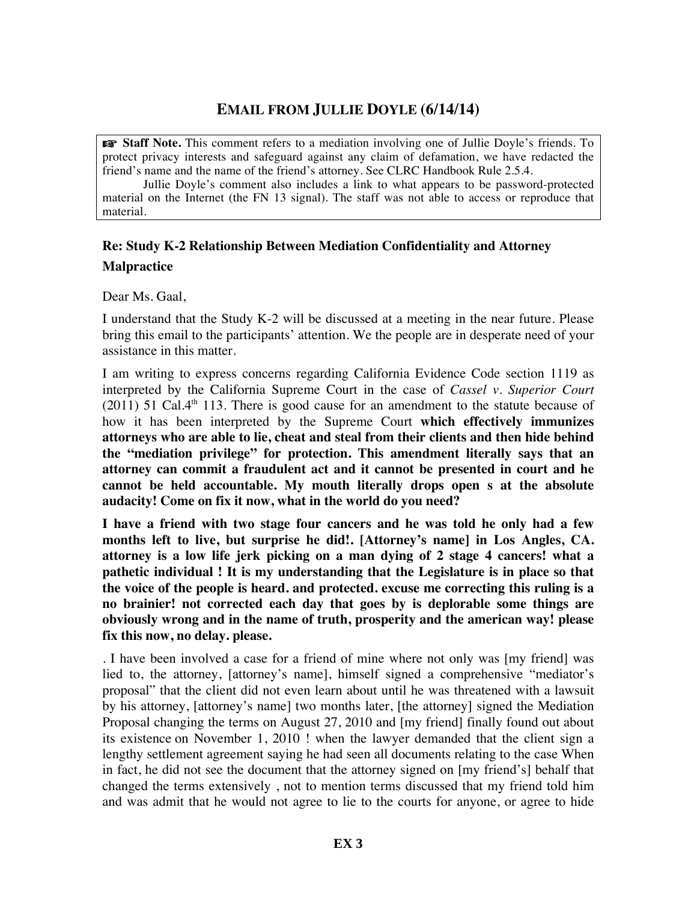## EMAIL FROM JULLIE DOYLE (6/14/14)

> ☞ **Staff Note.** This comment refers to a mediation involving one of Jullie Doyle's friends. To protect privacy interests and safeguard against any claim of defamation, we have redacted the friend's name and the name of the friend's attorney. See CLRC Handbook Rule 2.5.4.
>
> Jullie Doyle's comment also includes a link to what appears to be password-protected material on the Internet (the FN 13 signal). The staff was not able to access or reproduce that material.

### Re: Study K-2 Relationship Between Mediation Confidentiality and Attorney Malpractice

Dear Ms. Gaal,

I understand that the Study K-2 will be discussed at a meeting in the near future. Please bring this email to the participants' attention. We the people are in desperate need of your assistance in this matter.

I am writing to express concerns regarding California Evidence Code section 1119 as interpreted by the California Supreme Court in the case of *Cassel v. Superior Court* (2011) 51 Cal.4th 113. There is good cause for an amendment to the statute because of how it has been interpreted by the Supreme Court **which effectively immunizes attorneys who are able to lie, cheat and steal from their clients and then hide behind the "mediation privilege" for protection. This amendment literally says that an attorney can commit a fraudulent act and it cannot be presented in court and he cannot be held accountable. My mouth literally drops open s at the absolute audacity! Come on fix it now, what in the world do you need?**

**I have a friend with two stage four cancers and he was told he only had a few months left to live, but surprise he did!. [Attorney's name] in Los Angles, CA. attorney is a low life jerk picking on a man dying of 2 stage 4 cancers! what a pathetic individual ! It is my understanding that the Legislature is in place so that the voice of the people is heard. and protected. excuse me correcting this ruling is a no brainier! not corrected each day that goes by is deplorable some things are obviously wrong and in the name of truth, prosperity and the american way! please fix this now, no delay. please.**

. I have been involved a case for a friend of mine where not only was [my friend] was lied to, the attorney, [attorney's name], himself signed a comprehensive "mediator's proposal" that the client did not even learn about until he was threatened with a lawsuit by his attorney, [attorney's name] two months later, [the attorney] signed the Mediation Proposal changing the terms on August 27, 2010 and [my friend] finally found out about its existence on November 1, 2010 ! when the lawyer demanded that the client sign a lengthy settlement agreement saying he had seen all documents relating to the case When in fact, he did not see the document that the attorney signed on [my friend's] behalf that changed the terms extensively , not to mention terms discussed that my friend told him and was admit that he would not agree to lie to the courts for anyone, or agree to hide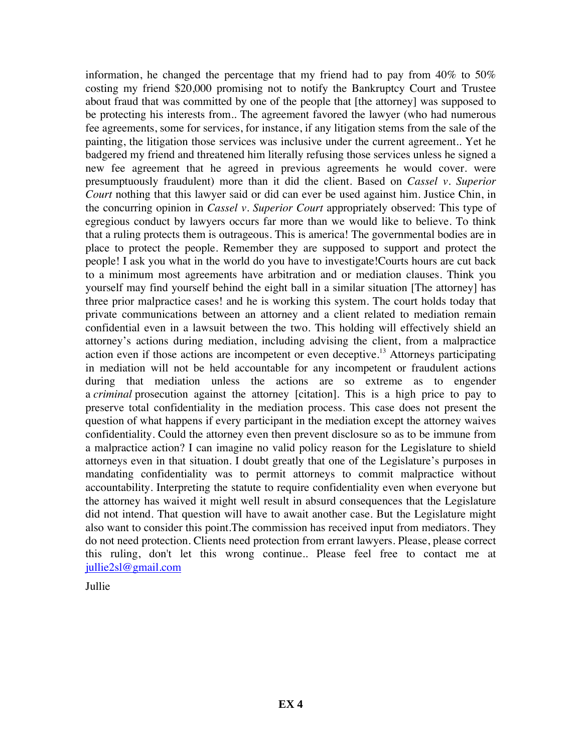information, he changed the percentage that my friend had to pay from 40% to 50% costing my friend $20,000 promising not to notify the Bankruptcy Court and Trustee about fraud that was committed by one of the people that [the attorney] was supposed to be protecting his interests from.. The agreement favored the lawyer (who had numerous fee agreements, some for services, for instance, if any litigation stems from the sale of the painting, the litigation those services was inclusive under the current agreement.. Yet he badgered my friend and threatened him literally refusing those services unless he signed a new fee agreement that he agreed in previous agreements he would cover. were presumptuously fraudulent) more than it did the client. Based on *Cassel v. Superior Court* nothing that this lawyer said or did can ever be used against him. Justice Chin, in the concurring opinion in *Cassel v. Superior Court* appropriately observed: This type of egregious conduct by lawyers occurs far more than we would like to believe. To think that a ruling protects them is outrageous. This is america! The governmental bodies are in place to protect the people. Remember they are supposed to support and protect the people! I ask you what in the world do you have to investigate!Courts hours are cut back to a minimum most agreements have arbitration and or mediation clauses. Think you yourself may find yourself behind the eight ball in a similar situation [The attorney] has three prior malpractice cases! and he is working this system. The court holds today that private communications between an attorney and a client related to mediation remain confidential even in a lawsuit between the two. This holding will effectively shield an attorney's actions during mediation, including advising the client, from a malpractice action even if those actions are incompetent or even deceptive.[13] Attorneys participating in mediation will not be held accountable for any incompetent or fraudulent actions during that mediation unless the actions are so extreme as to engender a *criminal* prosecution against the attorney [citation]. This is a high price to pay to preserve total confidentiality in the mediation process. This case does not present the question of what happens if every participant in the mediation except the attorney waives confidentiality. Could the attorney even then prevent disclosure so as to be immune from a malpractice action? I can imagine no valid policy reason for the Legislature to shield attorneys even in that situation. I doubt greatly that one of the Legislature's purposes in mandating confidentiality was to permit attorneys to commit malpractice without accountability. Interpreting the statute to require confidentiality even when everyone but the attorney has waived it might well result in absurd consequences that the Legislature did not intend. That question will have to await another case. But the Legislature might also want to consider this point.The commission has received input from mediators. They do not need protection. Clients need protection from errant lawyers. Please, please correct this ruling, don't let this wrong continue.. Please feel free to contact me at jullie2sl@gmail.com

Jullie

**EX 4**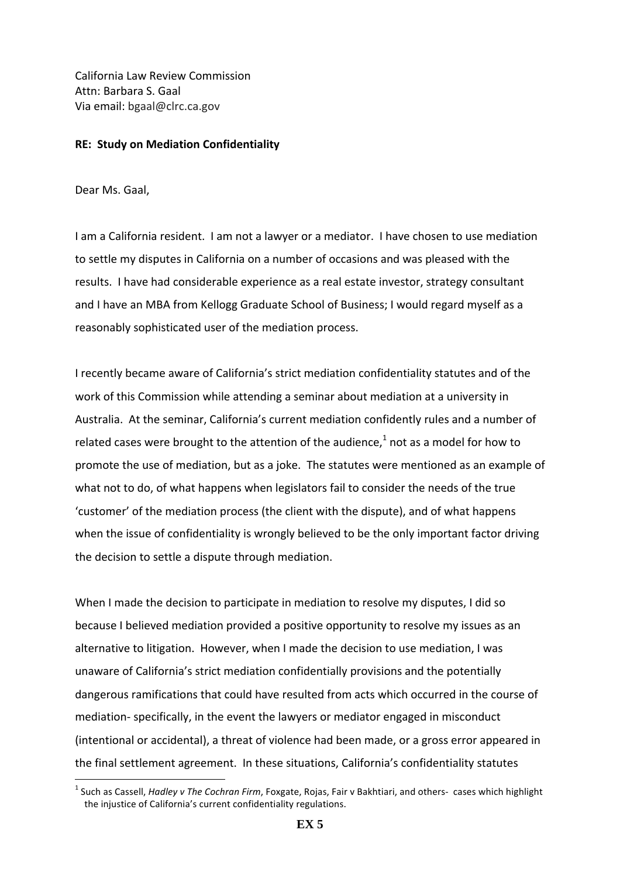California Law Review Commission
Attn: Barbara S. Gaal
Via email: bgaal@clrc.ca.gov

**RE: Study on Mediation Confidentiality**

Dear Ms. Gaal,

I am a California resident. I am not a lawyer or a mediator. I have chosen to use mediation to settle my disputes in California on a number of occasions and was pleased with the results. I have had considerable experience as a real estate investor, strategy consultant and I have an MBA from Kellogg Graduate School of Business; I would regard myself as a reasonably sophisticated user of the mediation process.

I recently became aware of California's strict mediation confidentiality statutes and of the work of this Commission while attending a seminar about mediation at a university in Australia. At the seminar, California's current mediation confidently rules and a number of related cases were brought to the attention of the audience,[1] not as a model for how to promote the use of mediation, but as a joke. The statutes were mentioned as an example of what not to do, of what happens when legislators fail to consider the needs of the true 'customer' of the mediation process (the client with the dispute), and of what happens when the issue of confidentiality is wrongly believed to be the only important factor driving the decision to settle a dispute through mediation.

When I made the decision to participate in mediation to resolve my disputes, I did so because I believed mediation provided a positive opportunity to resolve my issues as an alternative to litigation. However, when I made the decision to use mediation, I was unaware of California's strict mediation confidentially provisions and the potentially dangerous ramifications that could have resulted from acts which occurred in the course of mediation- specifically, in the event the lawyers or mediator engaged in misconduct (intentional or accidental), a threat of violence had been made, or a gross error appeared in the final settlement agreement. In these situations, California's confidentiality statutes

[1] Such as Cassell, *Hadley v The Cochran Firm*, Foxgate, Rojas, Fair v Bakhtiari, and others- cases which highlight the injustice of California's current confidentiality regulations.

**EX 5**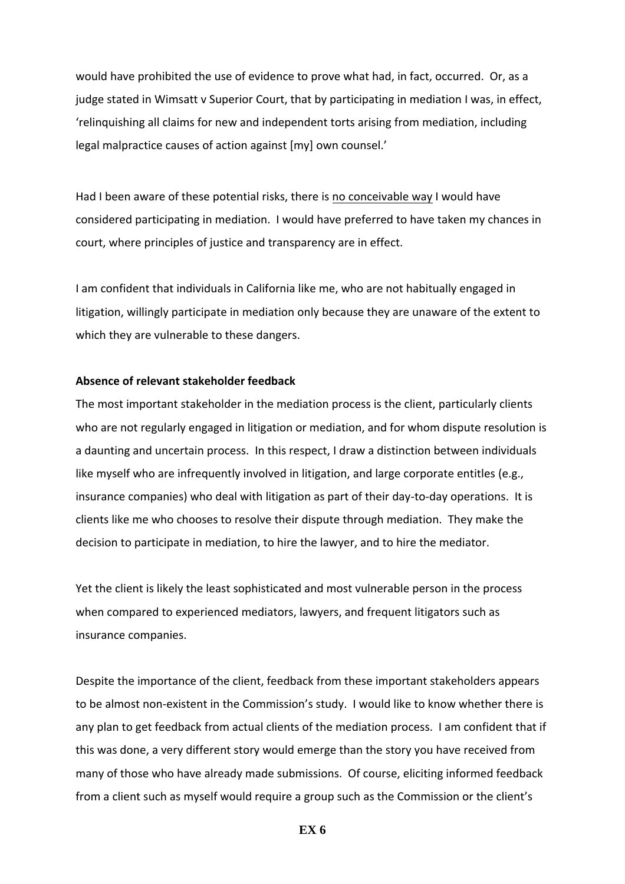would have prohibited the use of evidence to prove what had, in fact, occurred. Or, as a judge stated in Wimsatt v Superior Court, that by participating in mediation I was, in effect, 'relinquishing all claims for new and independent torts arising from mediation, including legal malpractice causes of action against [my] own counsel.'

Had I been aware of these potential risks, there is <u>no conceivable way</u> I would have considered participating in mediation. I would have preferred to have taken my chances in court, where principles of justice and transparency are in effect.

I am confident that individuals in California like me, who are not habitually engaged in litigation, willingly participate in mediation only because they are unaware of the extent to which they are vulnerable to these dangers.

**Absence of relevant stakeholder feedback**

The most important stakeholder in the mediation process is the client, particularly clients who are not regularly engaged in litigation or mediation, and for whom dispute resolution is a daunting and uncertain process. In this respect, I draw a distinction between individuals like myself who are infrequently involved in litigation, and large corporate entitles (e.g., insurance companies) who deal with litigation as part of their day-to-day operations. It is clients like me who chooses to resolve their dispute through mediation. They make the decision to participate in mediation, to hire the lawyer, and to hire the mediator.

Yet the client is likely the least sophisticated and most vulnerable person in the process when compared to experienced mediators, lawyers, and frequent litigators such as insurance companies.

Despite the importance of the client, feedback from these important stakeholders appears to be almost non-existent in the Commission's study. I would like to know whether there is any plan to get feedback from actual clients of the mediation process. I am confident that if this was done, a very different story would emerge than the story you have received from many of those who have already made submissions. Of course, eliciting informed feedback from a client such as myself would require a group such as the Commission or the client's

**EX 6**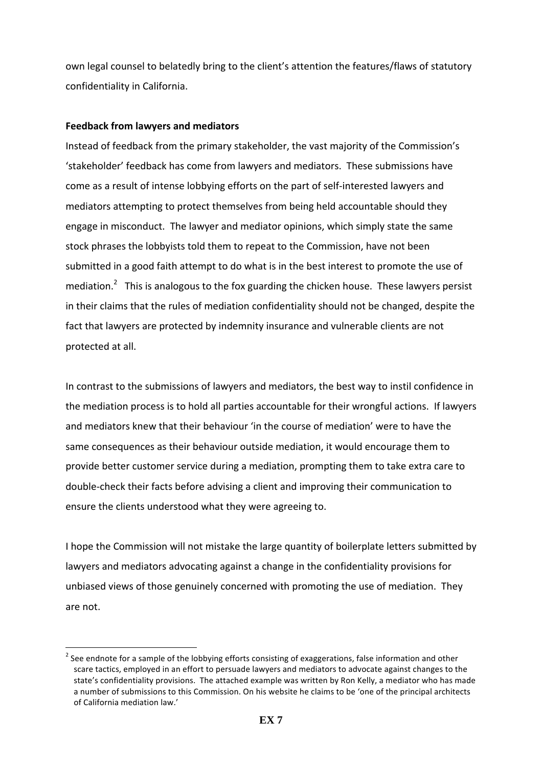own legal counsel to belatedly bring to the client's attention the features/flaws of statutory confidentiality in California.

**Feedback from lawyers and mediators**

Instead of feedback from the primary stakeholder, the vast majority of the Commission's 'stakeholder' feedback has come from lawyers and mediators. These submissions have come as a result of intense lobbying efforts on the part of self-interested lawyers and mediators attempting to protect themselves from being held accountable should they engage in misconduct. The lawyer and mediator opinions, which simply state the same stock phrases the lobbyists told them to repeat to the Commission, have not been submitted in a good faith attempt to do what is in the best interest to promote the use of mediation.[2] This is analogous to the fox guarding the chicken house. These lawyers persist in their claims that the rules of mediation confidentiality should not be changed, despite the fact that lawyers are protected by indemnity insurance and vulnerable clients are not protected at all.

In contrast to the submissions of lawyers and mediators, the best way to instil confidence in the mediation process is to hold all parties accountable for their wrongful actions. If lawyers and mediators knew that their behaviour 'in the course of mediation' were to have the same consequences as their behaviour outside mediation, it would encourage them to provide better customer service during a mediation, prompting them to take extra care to double-check their facts before advising a client and improving their communication to ensure the clients understood what they were agreeing to.

I hope the Commission will not mistake the large quantity of boilerplate letters submitted by lawyers and mediators advocating against a change in the confidentiality provisions for unbiased views of those genuinely concerned with promoting the use of mediation. They are not.

[2] See endnote for a sample of the lobbying efforts consisting of exaggerations, false information and other scare tactics, employed in an effort to persuade lawyers and mediators to advocate against changes to the state's confidentiality provisions. The attached example was written by Ron Kelly, a mediator who has made a number of submissions to this Commission. On his website he claims to be 'one of the principal architects of California mediation law.'

**EX 7**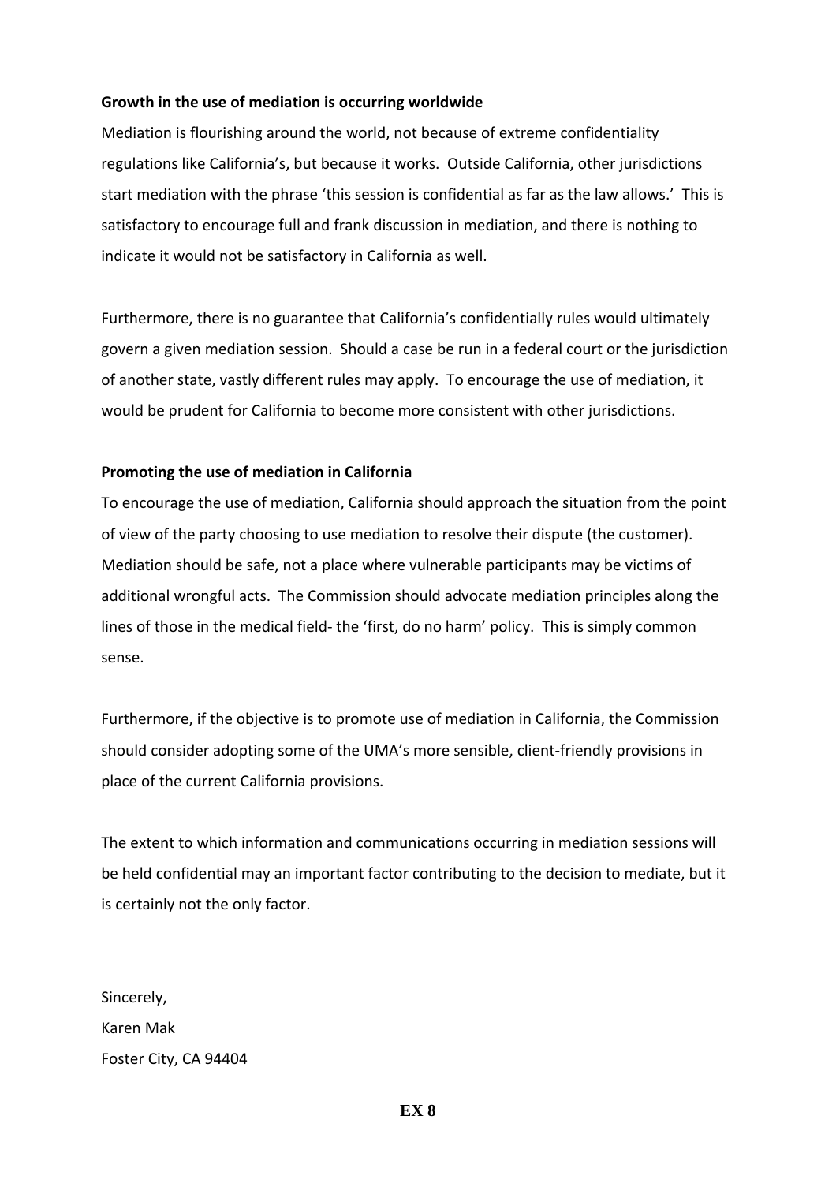**Growth in the use of mediation is occurring worldwide**

Mediation is flourishing around the world, not because of extreme confidentiality regulations like California's, but because it works. Outside California, other jurisdictions start mediation with the phrase 'this session is confidential as far as the law allows.' This is satisfactory to encourage full and frank discussion in mediation, and there is nothing to indicate it would not be satisfactory in California as well.

Furthermore, there is no guarantee that California's confidentially rules would ultimately govern a given mediation session. Should a case be run in a federal court or the jurisdiction of another state, vastly different rules may apply. To encourage the use of mediation, it would be prudent for California to become more consistent with other jurisdictions.

**Promoting the use of mediation in California**

To encourage the use of mediation, California should approach the situation from the point of view of the party choosing to use mediation to resolve their dispute (the customer). Mediation should be safe, not a place where vulnerable participants may be victims of additional wrongful acts. The Commission should advocate mediation principles along the lines of those in the medical field- the 'first, do no harm' policy. This is simply common sense.

Furthermore, if the objective is to promote use of mediation in California, the Commission should consider adopting some of the UMA's more sensible, client-friendly provisions in place of the current California provisions.

The extent to which information and communications occurring in mediation sessions will be held confidential may an important factor contributing to the decision to mediate, but it is certainly not the only factor.

Sincerely,
Karen Mak
Foster City, CA 94404

**EX 8**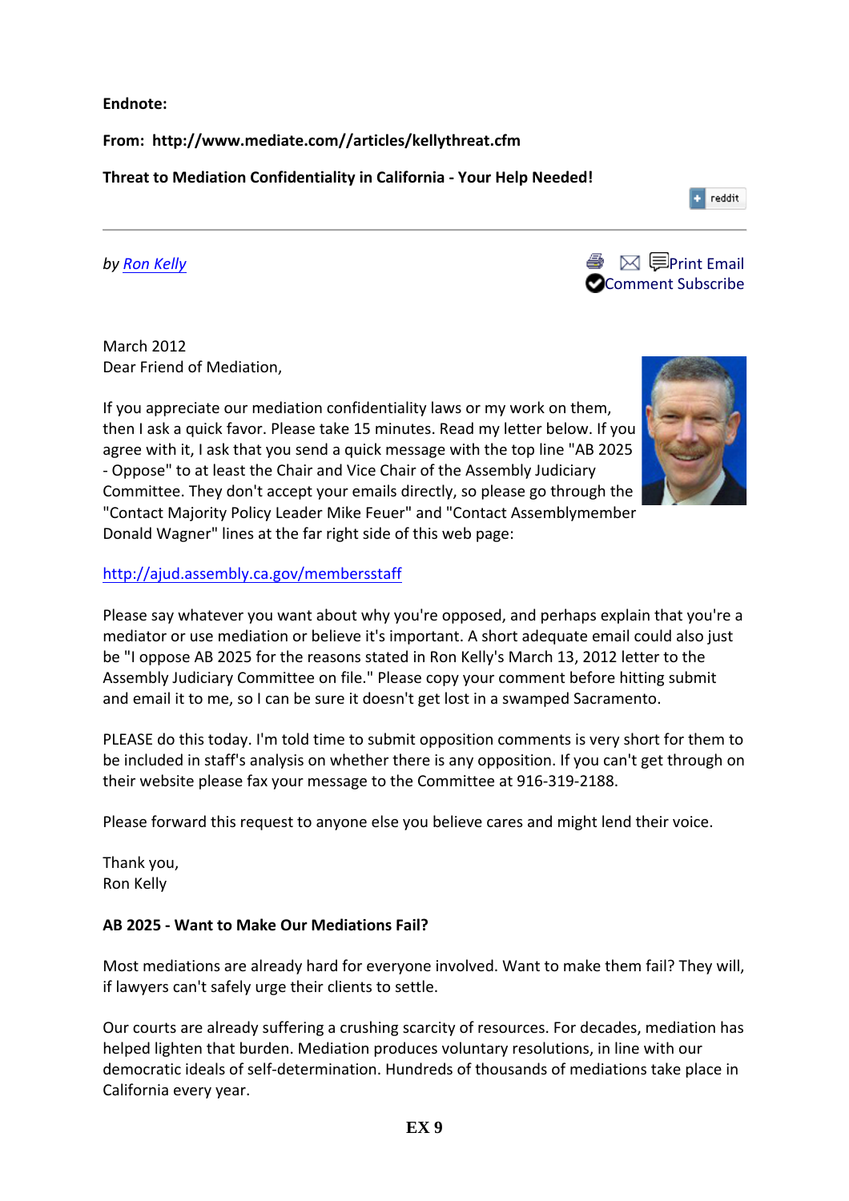**Endnote:**

**From: http://www.mediate.com//articles/kellythreat.cfm**

**Threat to Mediation Confidentiality in California - Your Help Needed!**

reddit

---

*by Ron Kelly*

Print Email Comment Subscribe

March 2012
Dear Friend of Mediation,

If you appreciate our mediation confidentiality laws or my work on them, then I ask a quick favor. Please take 15 minutes. Read my letter below. If you agree with it, I ask that you send a quick message with the top line "AB 2025 - Oppose" to at least the Chair and Vice Chair of the Assembly Judiciary Committee. They don't accept your emails directly, so please go through the "Contact Majority Policy Leader Mike Feuer" and "Contact Assemblymember Donald Wagner" lines at the far right side of this web page:

http://ajud.assembly.ca.gov/membersstaff

Please say whatever you want about why you're opposed, and perhaps explain that you're a mediator or use mediation or believe it's important. A short adequate email could also just be "I oppose AB 2025 for the reasons stated in Ron Kelly's March 13, 2012 letter to the Assembly Judiciary Committee on file." Please copy your comment before hitting submit and email it to me, so I can be sure it doesn't get lost in a swamped Sacramento.

PLEASE do this today. I'm told time to submit opposition comments is very short for them to be included in staff's analysis on whether there is any opposition. If you can't get through on their website please fax your message to the Committee at 916-319-2188.

Please forward this request to anyone else you believe cares and might lend their voice.

Thank you,
Ron Kelly

**AB 2025 - Want to Make Our Mediations Fail?**

Most mediations are already hard for everyone involved. Want to make them fail? They will, if lawyers can't safely urge their clients to settle.

Our courts are already suffering a crushing scarcity of resources. For decades, mediation has helped lighten that burden. Mediation produces voluntary resolutions, in line with our democratic ideals of self-determination. Hundreds of thousands of mediations take place in California every year.

**EX 9**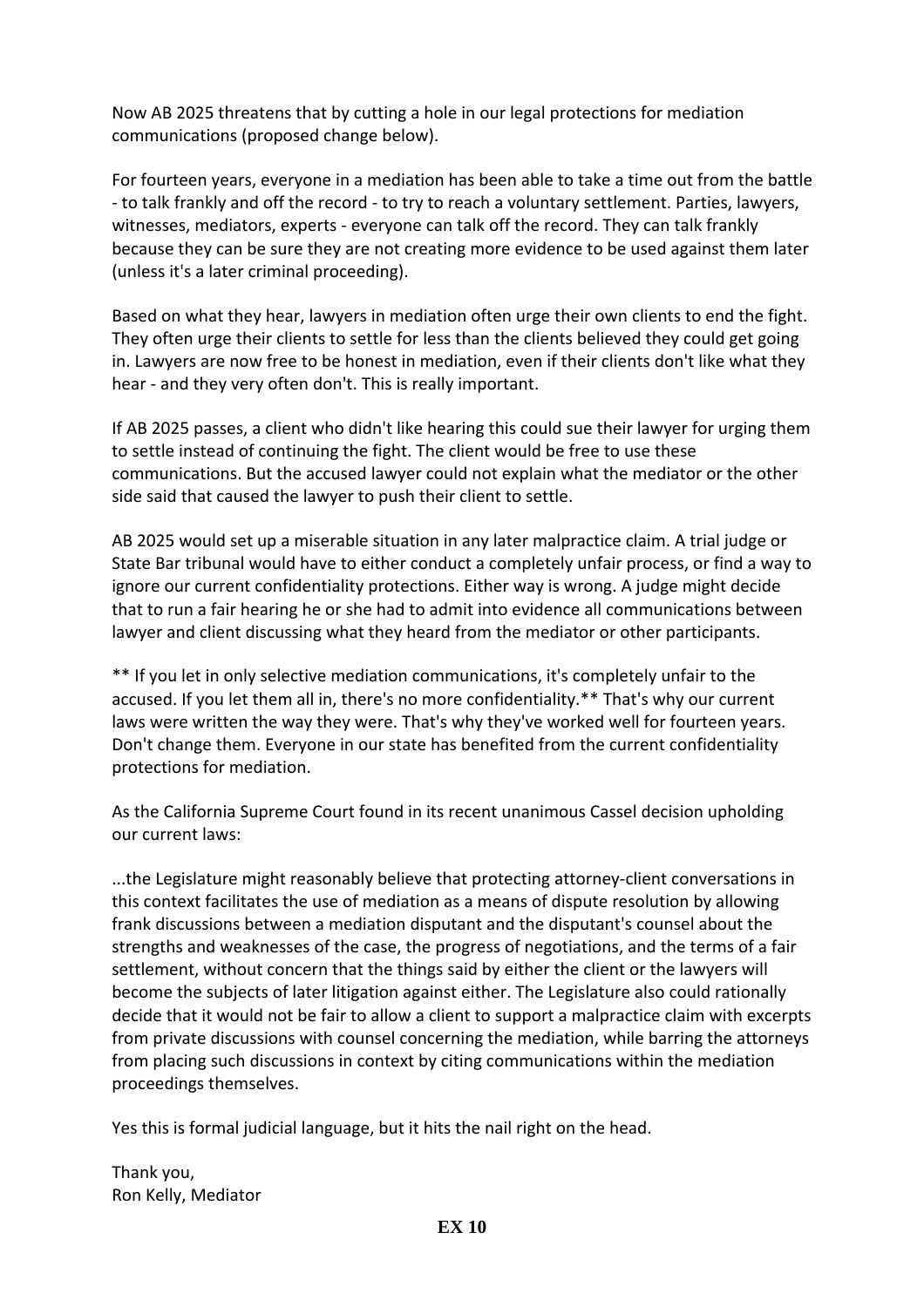Now AB 2025 threatens that by cutting a hole in our legal protections for mediation communications (proposed change below).

For fourteen years, everyone in a mediation has been able to take a time out from the battle - to talk frankly and off the record - to try to reach a voluntary settlement. Parties, lawyers, witnesses, mediators, experts - everyone can talk off the record. They can talk frankly because they can be sure they are not creating more evidence to be used against them later (unless it's a later criminal proceeding).

Based on what they hear, lawyers in mediation often urge their own clients to end the fight. They often urge their clients to settle for less than the clients believed they could get going in. Lawyers are now free to be honest in mediation, even if their clients don't like what they hear - and they very often don't. This is really important.

If AB 2025 passes, a client who didn't like hearing this could sue their lawyer for urging them to settle instead of continuing the fight. The client would be free to use these communications. But the accused lawyer could not explain what the mediator or the other side said that caused the lawyer to push their client to settle.

AB 2025 would set up a miserable situation in any later malpractice claim. A trial judge or State Bar tribunal would have to either conduct a completely unfair process, or find a way to ignore our current confidentiality protections. Either way is wrong. A judge might decide that to run a fair hearing he or she had to admit into evidence all communications between lawyer and client discussing what they heard from the mediator or other participants.

** If you let in only selective mediation communications, it's completely unfair to the accused. If you let them all in, there's no more confidentiality.** That's why our current laws were written the way they were. That's why they've worked well for fourteen years. Don't change them. Everyone in our state has benefited from the current confidentiality protections for mediation.

As the California Supreme Court found in its recent unanimous Cassel decision upholding our current laws:

...the Legislature might reasonably believe that protecting attorney-client conversations in this context facilitates the use of mediation as a means of dispute resolution by allowing frank discussions between a mediation disputant and the disputant's counsel about the strengths and weaknesses of the case, the progress of negotiations, and the terms of a fair settlement, without concern that the things said by either the client or the lawyers will become the subjects of later litigation against either. The Legislature also could rationally decide that it would not be fair to allow a client to support a malpractice claim with excerpts from private discussions with counsel concerning the mediation, while barring the attorneys from placing such discussions in context by citing communications within the mediation proceedings themselves.

Yes this is formal judicial language, but it hits the nail right on the head.

Thank you,
Ron Kelly, Mediator

**EX 10**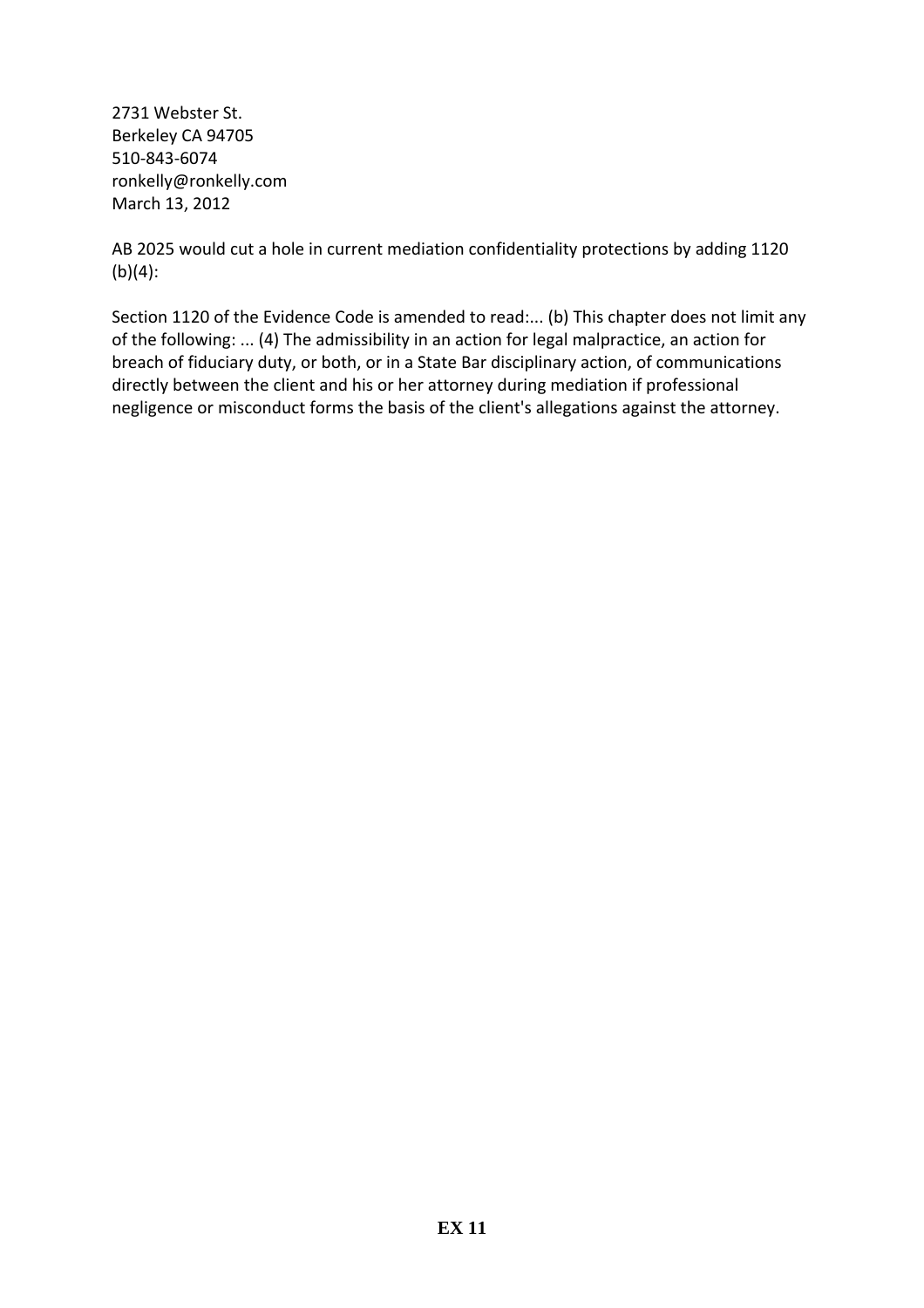2731 Webster St.
Berkeley CA 94705
510-843-6074
ronkelly@ronkelly.com
March 13, 2012

AB 2025 would cut a hole in current mediation confidentiality protections by adding 1120 (b)(4):

Section 1120 of the Evidence Code is amended to read:... (b) This chapter does not limit any of the following: ... (4) The admissibility in an action for legal malpractice, an action for breach of fiduciary duty, or both, or in a State Bar disciplinary action, of communications directly between the client and his or her attorney during mediation if professional negligence or misconduct forms the basis of the client's allegations against the attorney.

**EX 11**